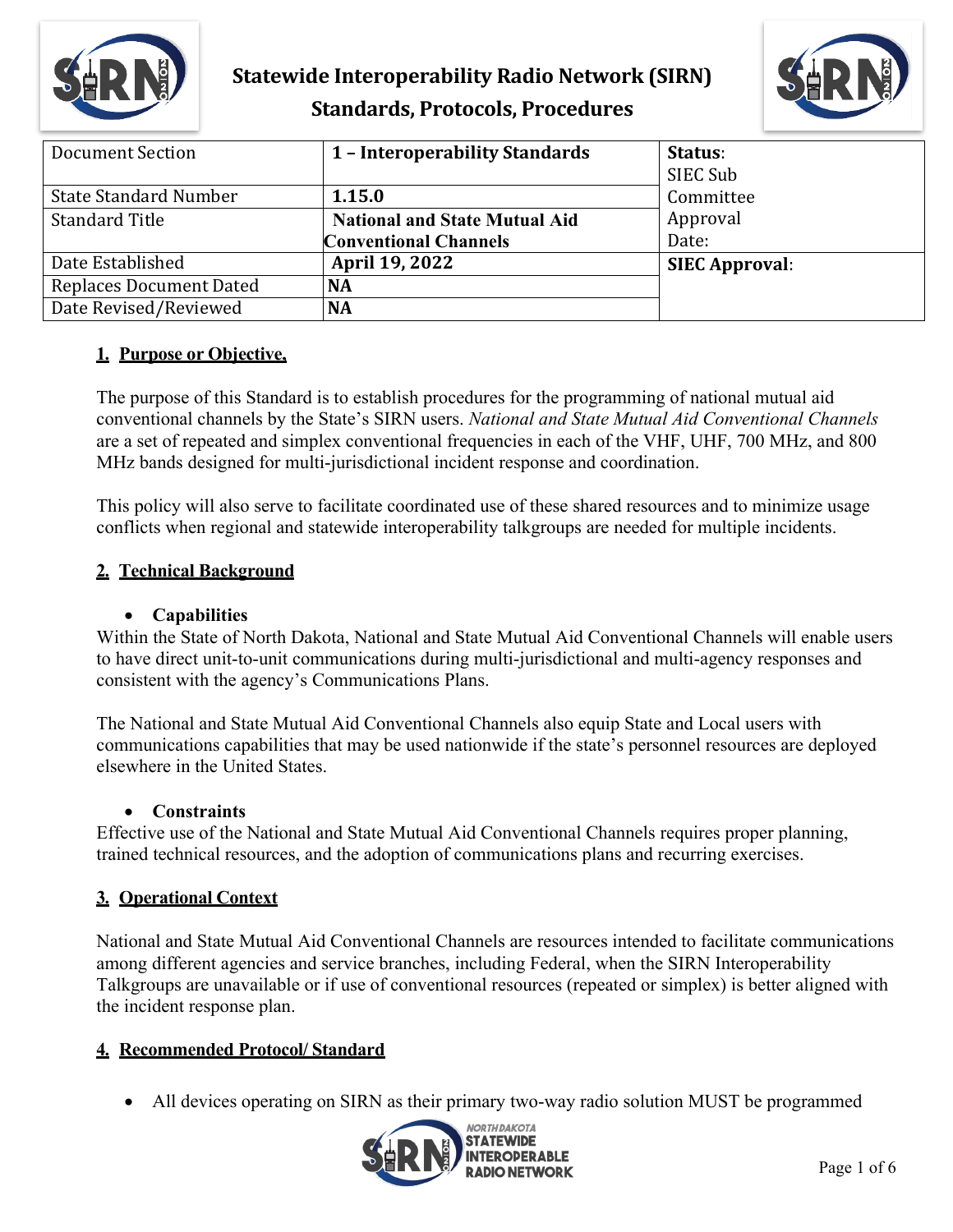# Statewide Interoperability Radio Network (SIRN) Standards, Protocols, Procedures

| Document Section | 1 – Interoperability Standards | Status: SIEC Sub Committee Approval Date: |
|---|---|---|
| State Standard Number | 1.15.0 | |
| Standard Title | National and State Mutual Aid Conventional Channels | |
| Date Established | April 19, 2022 | SIEC Approval: |
| Replaces Document Dated | NA | |
| Date Revised/Reviewed | NA | |

## 1. Purpose or Objective.

The purpose of this Standard is to establish procedures for the programming of national mutual aid conventional channels by the State's SIRN users. *National and State Mutual Aid Conventional Channels* are a set of repeated and simplex conventional frequencies in each of the VHF, UHF, 700 MHz, and 800 MHz bands designed for multi-jurisdictional incident response and coordination.

This policy will also serve to facilitate coordinated use of these shared resources and to minimize usage conflicts when regional and statewide interoperability talkgroups are needed for multiple incidents.

## 2. Technical Background

- **Capabilities**

Within the State of North Dakota, National and State Mutual Aid Conventional Channels will enable users to have direct unit-to-unit communications during multi-jurisdictional and multi-agency responses and consistent with the agency's Communications Plans.

The National and State Mutual Aid Conventional Channels also equip State and Local users with communications capabilities that may be used nationwide if the state's personnel resources are deployed elsewhere in the United States.

- **Constraints**

Effective use of the National and State Mutual Aid Conventional Channels requires proper planning, trained technical resources, and the adoption of communications plans and recurring exercises.

## 3. Operational Context

National and State Mutual Aid Conventional Channels are resources intended to facilitate communications among different agencies and service branches, including Federal, when the SIRN Interoperability Talkgroups are unavailable or if use of conventional resources (repeated or simplex) is better aligned with the incident response plan.

## 4. Recommended Protocol/ Standard

- All devices operating on SIRN as their primary two-way radio solution MUST be programmed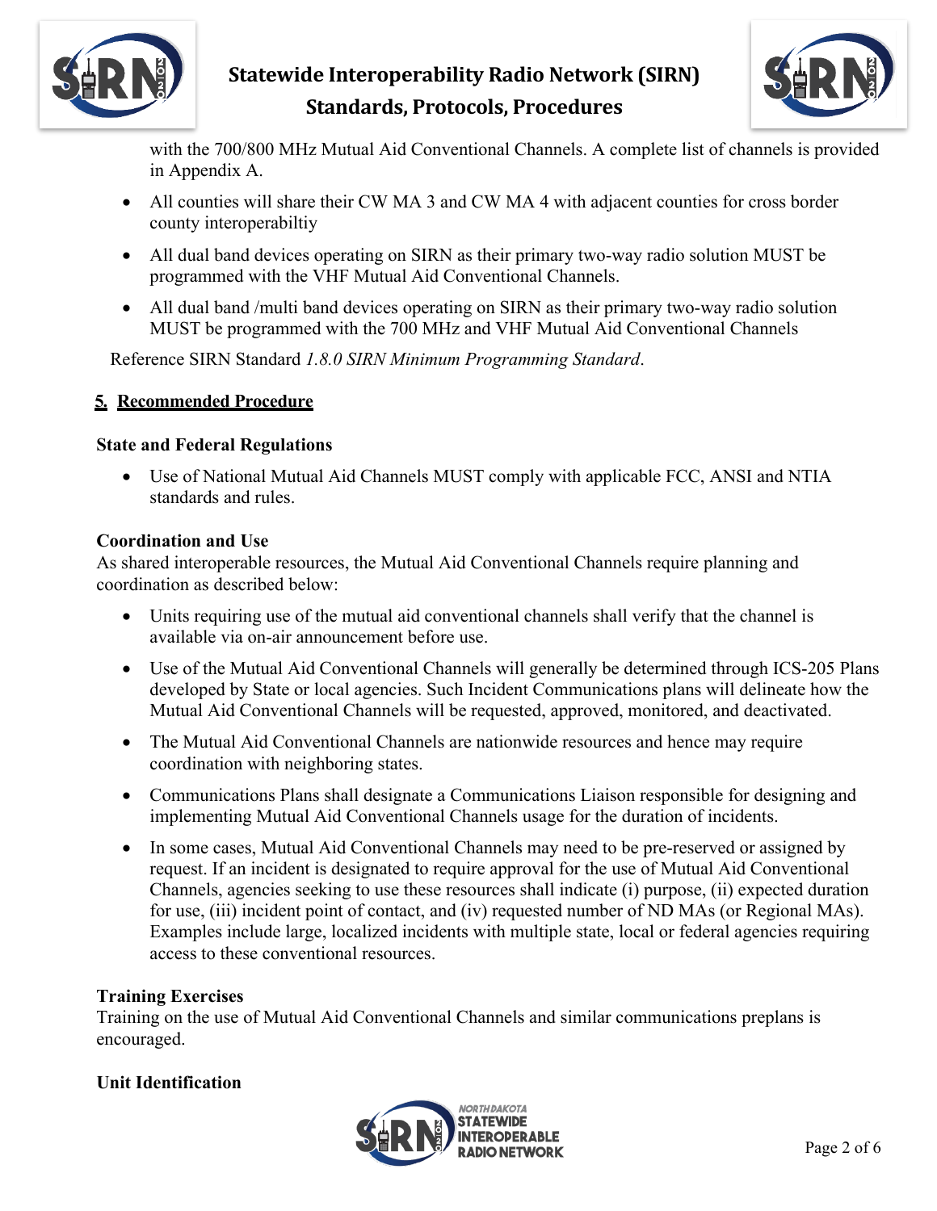with the 700/800 MHz Mutual Aid Conventional Channels. A complete list of channels is provided in Appendix A.

- All counties will share their CW MA 3 and CW MA 4 with adjacent counties for cross border county interoperabiltiy
- All dual band devices operating on SIRN as their primary two-way radio solution MUST be programmed with the VHF Mutual Aid Conventional Channels.
- All dual band /multi band devices operating on SIRN as their primary two-way radio solution MUST be programmed with the 700 MHz and VHF Mutual Aid Conventional Channels

Reference SIRN Standard *1.8.0 SIRN Minimum Programming Standard*.

## 5. Recommended Procedure

**State and Federal Regulations**

- Use of National Mutual Aid Channels MUST comply with applicable FCC, ANSI and NTIA standards and rules.

**Coordination and Use**

As shared interoperable resources, the Mutual Aid Conventional Channels require planning and coordination as described below:

- Units requiring use of the mutual aid conventional channels shall verify that the channel is available via on-air announcement before use.
- Use of the Mutual Aid Conventional Channels will generally be determined through ICS-205 Plans developed by State or local agencies. Such Incident Communications plans will delineate how the Mutual Aid Conventional Channels will be requested, approved, monitored, and deactivated.
- The Mutual Aid Conventional Channels are nationwide resources and hence may require coordination with neighboring states.
- Communications Plans shall designate a Communications Liaison responsible for designing and implementing Mutual Aid Conventional Channels usage for the duration of incidents.
- In some cases, Mutual Aid Conventional Channels may need to be pre-reserved or assigned by request. If an incident is designated to require approval for the use of Mutual Aid Conventional Channels, agencies seeking to use these resources shall indicate (i) purpose, (ii) expected duration for use, (iii) incident point of contact, and (iv) requested number of ND MAs (or Regional MAs). Examples include large, localized incidents with multiple state, local or federal agencies requiring access to these conventional resources.

**Training Exercises**

Training on the use of Mutual Aid Conventional Channels and similar communications preplans is encouraged.

**Unit Identification**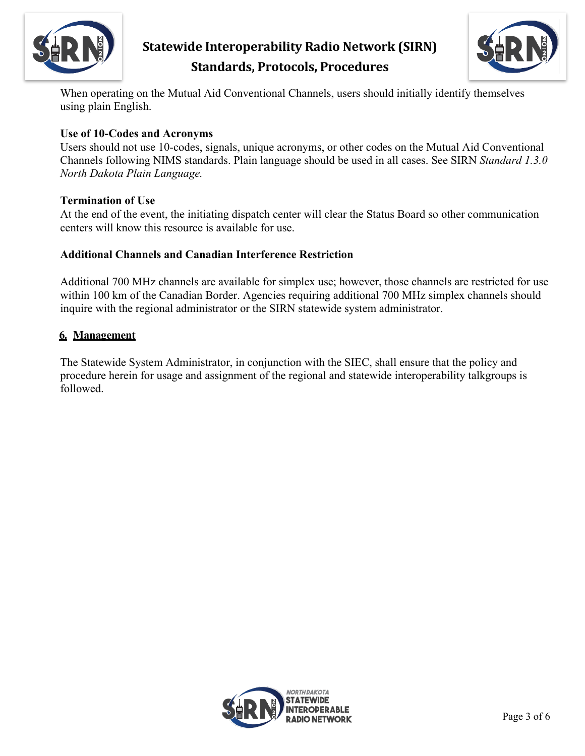When operating on the Mutual Aid Conventional Channels, users should initially identify themselves using plain English.

**Use of 10-Codes and Acronyms**

Users should not use 10-codes, signals, unique acronyms, or other codes on the Mutual Aid Conventional Channels following NIMS standards. Plain language should be used in all cases. See SIRN *Standard 1.3.0 North Dakota Plain Language.*

**Termination of Use**

At the end of the event, the initiating dispatch center will clear the Status Board so other communication centers will know this resource is available for use.

**Additional Channels and Canadian Interference Restriction**

Additional 700 MHz channels are available for simplex use; however, those channels are restricted for use within 100 km of the Canadian Border. Agencies requiring additional 700 MHz simplex channels should inquire with the regional administrator or the SIRN statewide system administrator.

## 6. Management

The Statewide System Administrator, in conjunction with the SIEC, shall ensure that the policy and procedure herein for usage and assignment of the regional and statewide interoperability talkgroups is followed.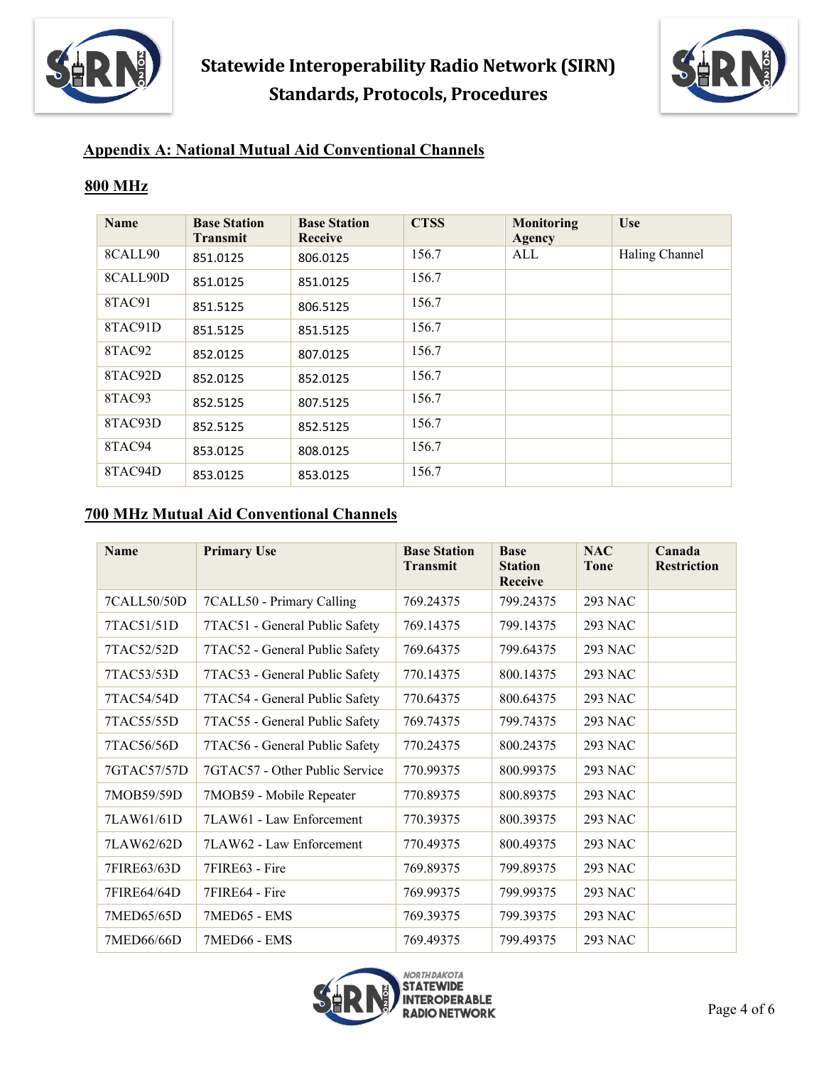## Appendix A: National Mutual Aid Conventional Channels

### 800 MHz

| Name | Base Station Transmit | Base Station Receive | CTSS | Monitoring Agency | Use |
|---|---|---|---|---|---|
| 8CALL90 | 851.0125 | 806.0125 | 156.7 | ALL | Haling Channel |
| 8CALL90D | 851.0125 | 851.0125 | 156.7 | | |
| 8TAC91 | 851.5125 | 806.5125 | 156.7 | | |
| 8TAC91D | 851.5125 | 851.5125 | 156.7 | | |
| 8TAC92 | 852.0125 | 807.0125 | 156.7 | | |
| 8TAC92D | 852.0125 | 852.0125 | 156.7 | | |
| 8TAC93 | 852.5125 | 807.5125 | 156.7 | | |
| 8TAC93D | 852.5125 | 852.5125 | 156.7 | | |
| 8TAC94 | 853.0125 | 808.0125 | 156.7 | | |
| 8TAC94D | 853.0125 | 853.0125 | 156.7 | | |

### 700 MHz Mutual Aid Conventional Channels

| Name | Primary Use | Base Station Transmit | Base Station Receive | NAC Tone | Canada Restriction |
|---|---|---|---|---|---|
| 7CALL50/50D | 7CALL50 - Primary Calling | 769.24375 | 799.24375 | 293 NAC | |
| 7TAC51/51D | 7TAC51 - General Public Safety | 769.14375 | 799.14375 | 293 NAC | |
| 7TAC52/52D | 7TAC52 - General Public Safety | 769.64375 | 799.64375 | 293 NAC | |
| 7TAC53/53D | 7TAC53 - General Public Safety | 770.14375 | 800.14375 | 293 NAC | |
| 7TAC54/54D | 7TAC54 - General Public Safety | 770.64375 | 800.64375 | 293 NAC | |
| 7TAC55/55D | 7TAC55 - General Public Safety | 769.74375 | 799.74375 | 293 NAC | |
| 7TAC56/56D | 7TAC56 - General Public Safety | 770.24375 | 800.24375 | 293 NAC | |
| 7GTAC57/57D | 7GTAC57 - Other Public Service | 770.99375 | 800.99375 | 293 NAC | |
| 7MOB59/59D | 7MOB59 - Mobile Repeater | 770.89375 | 800.89375 | 293 NAC | |
| 7LAW61/61D | 7LAW61 - Law Enforcement | 770.39375 | 800.39375 | 293 NAC | |
| 7LAW62/62D | 7LAW62 - Law Enforcement | 770.49375 | 800.49375 | 293 NAC | |
| 7FIRE63/63D | 7FIRE63 - Fire | 769.89375 | 799.89375 | 293 NAC | |
| 7FIRE64/64D | 7FIRE64 - Fire | 769.99375 | 799.99375 | 293 NAC | |
| 7MED65/65D | 7MED65 - EMS | 769.39375 | 799.39375 | 293 NAC | |
| 7MED66/66D | 7MED66 - EMS | 769.49375 | 799.49375 | 293 NAC | |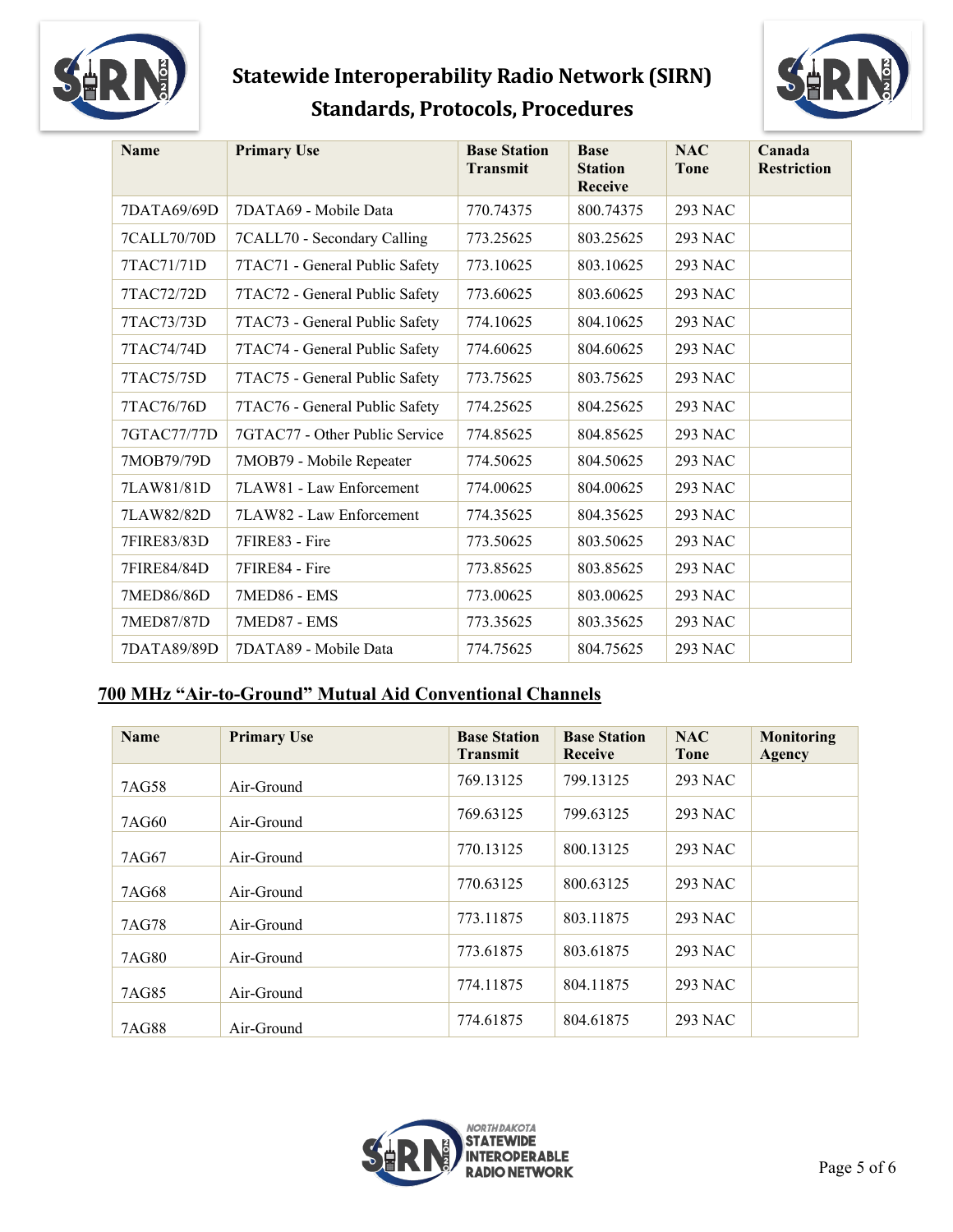| Name | Primary Use | Base Station Transmit | Base Station Receive | NAC Tone | Canada Restriction |
|---|---|---|---|---|---|
| 7DATA69/69D | 7DATA69 - Mobile Data | 770.74375 | 800.74375 | 293 NAC | |
| 7CALL70/70D | 7CALL70 - Secondary Calling | 773.25625 | 803.25625 | 293 NAC | |
| 7TAC71/71D | 7TAC71 - General Public Safety | 773.10625 | 803.10625 | 293 NAC | |
| 7TAC72/72D | 7TAC72 - General Public Safety | 773.60625 | 803.60625 | 293 NAC | |
| 7TAC73/73D | 7TAC73 - General Public Safety | 774.10625 | 804.10625 | 293 NAC | |
| 7TAC74/74D | 7TAC74 - General Public Safety | 774.60625 | 804.60625 | 293 NAC | |
| 7TAC75/75D | 7TAC75 - General Public Safety | 773.75625 | 803.75625 | 293 NAC | |
| 7TAC76/76D | 7TAC76 - General Public Safety | 774.25625 | 804.25625 | 293 NAC | |
| 7GTAC77/77D | 7GTAC77 - Other Public Service | 774.85625 | 804.85625 | 293 NAC | |
| 7MOB79/79D | 7MOB79 - Mobile Repeater | 774.50625 | 804.50625 | 293 NAC | |
| 7LAW81/81D | 7LAW81 - Law Enforcement | 774.00625 | 804.00625 | 293 NAC | |
| 7LAW82/82D | 7LAW82 - Law Enforcement | 774.35625 | 804.35625 | 293 NAC | |
| 7FIRE83/83D | 7FIRE83 - Fire | 773.50625 | 803.50625 | 293 NAC | |
| 7FIRE84/84D | 7FIRE84 - Fire | 773.85625 | 803.85625 | 293 NAC | |
| 7MED86/86D | 7MED86 - EMS | 773.00625 | 803.00625 | 293 NAC | |
| 7MED87/87D | 7MED87 - EMS | 773.35625 | 803.35625 | 293 NAC | |
| 7DATA89/89D | 7DATA89 - Mobile Data | 774.75625 | 804.75625 | 293 NAC | |

## 700 MHz "Air-to-Ground" Mutual Aid Conventional Channels

| Name | Primary Use | Base Station Transmit | Base Station Receive | NAC Tone | Monitoring Agency |
|---|---|---|---|---|---|
| 7AG58 | Air-Ground | 769.13125 | 799.13125 | 293 NAC | |
| 7AG60 | Air-Ground | 769.63125 | 799.63125 | 293 NAC | |
| 7AG67 | Air-Ground | 770.13125 | 800.13125 | 293 NAC | |
| 7AG68 | Air-Ground | 770.63125 | 800.63125 | 293 NAC | |
| 7AG78 | Air-Ground | 773.11875 | 803.11875 | 293 NAC | |
| 7AG80 | Air-Ground | 773.61875 | 803.61875 | 293 NAC | |
| 7AG85 | Air-Ground | 774.11875 | 804.11875 | 293 NAC | |
| 7AG88 | Air-Ground | 774.61875 | 804.61875 | 293 NAC | |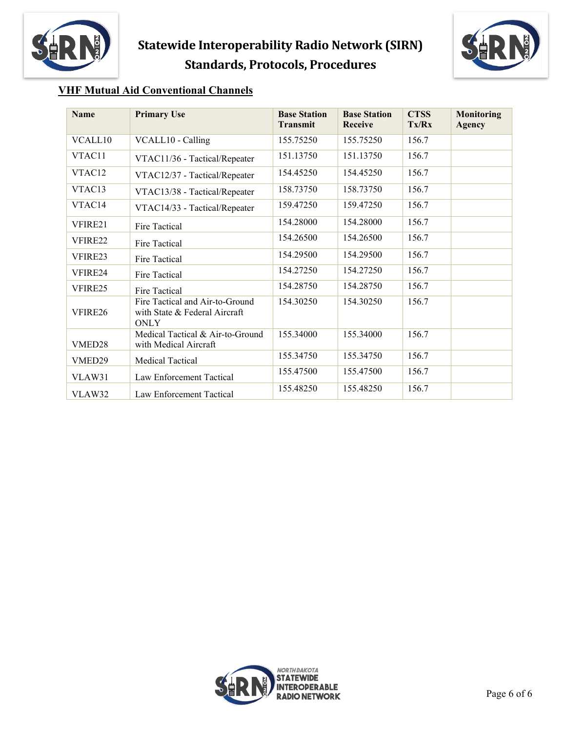## VHF Mutual Aid Conventional Channels

| Name | Primary Use | Base Station Transmit | Base Station Receive | CTSS Tx/Rx | Monitoring Agency |
|---|---|---|---|---|---|
| VCALL10 | VCALL10 - Calling | 155.75250 | 155.75250 | 156.7 | |
| VTAC11 | VTAC11/36 - Tactical/Repeater | 151.13750 | 151.13750 | 156.7 | |
| VTAC12 | VTAC12/37 - Tactical/Repeater | 154.45250 | 154.45250 | 156.7 | |
| VTAC13 | VTAC13/38 - Tactical/Repeater | 158.73750 | 158.73750 | 156.7 | |
| VTAC14 | VTAC14/33 - Tactical/Repeater | 159.47250 | 159.47250 | 156.7 | |
| VFIRE21 | Fire Tactical | 154.28000 | 154.28000 | 156.7 | |
| VFIRE22 | Fire Tactical | 154.26500 | 154.26500 | 156.7 | |
| VFIRE23 | Fire Tactical | 154.29500 | 154.29500 | 156.7 | |
| VFIRE24 | Fire Tactical | 154.27250 | 154.27250 | 156.7 | |
| VFIRE25 | Fire Tactical | 154.28750 | 154.28750 | 156.7 | |
| VFIRE26 | Fire Tactical and Air-to-Ground with State & Federal Aircraft ONLY | 154.30250 | 154.30250 | 156.7 | |
| VMED28 | Medical Tactical & Air-to-Ground with Medical Aircraft | 155.34000 | 155.34000 | 156.7 | |
| VMED29 | Medical Tactical | 155.34750 | 155.34750 | 156.7 | |
| VLAW31 | Law Enforcement Tactical | 155.47500 | 155.47500 | 156.7 | |
| VLAW32 | Law Enforcement Tactical | 155.48250 | 155.48250 | 156.7 | |